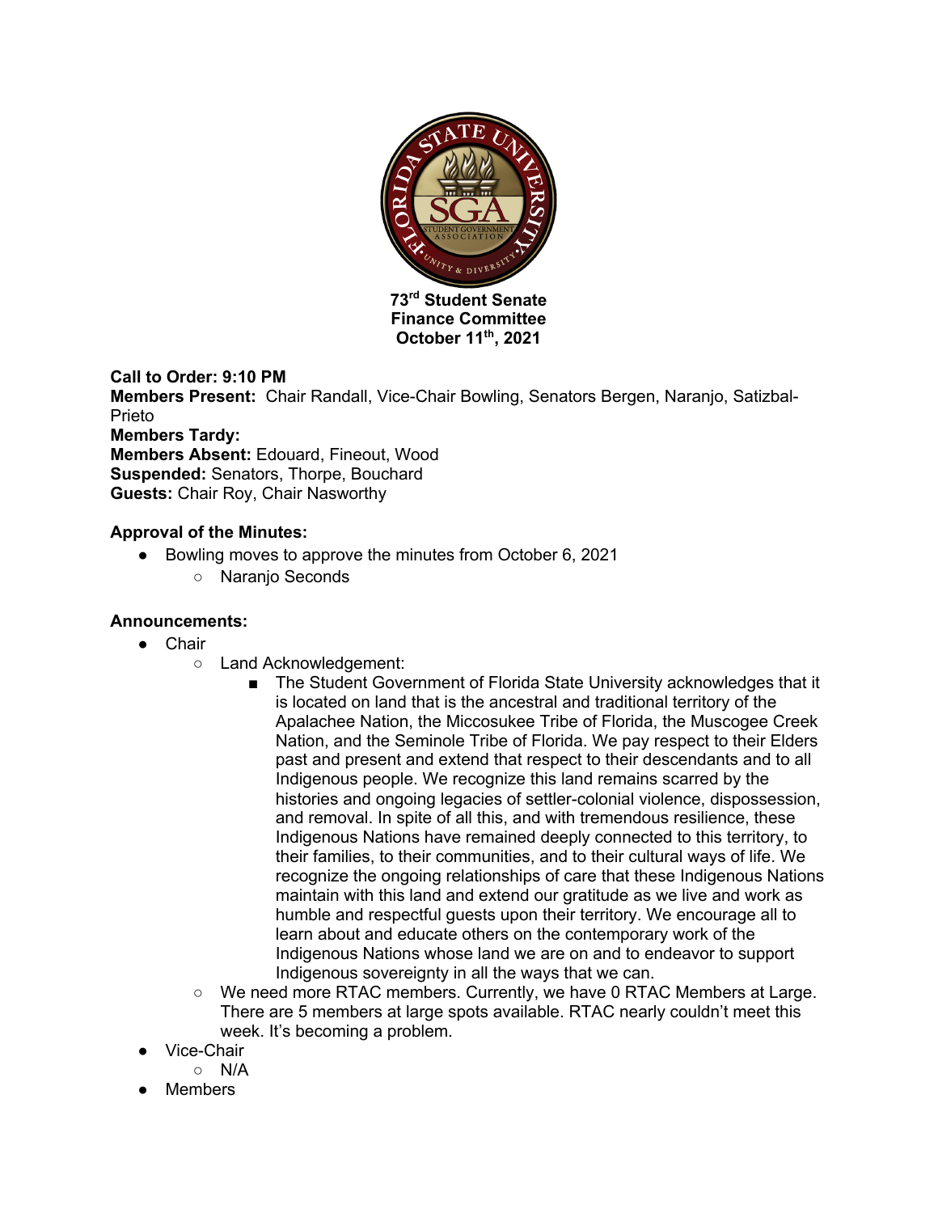**73rd Student Senate**
**Finance Committee**
**October 11th, 2021**

**Call to Order: 9:10 PM**
**Members Present:** Chair Randall, Vice-Chair Bowling, Senators Bergen, Naranjo, Satizbal-Prieto
**Members Tardy:**
**Members Absent:** Edouard, Fineout, Wood
**Suspended:** Senators, Thorpe, Bouchard
**Guests:** Chair Roy, Chair Nasworthy

**Approval of the Minutes:**

- Bowling moves to approve the minutes from October 6, 2021
  - Naranjo Seconds

**Announcements:**

- Chair
  - Land Acknowledgement:
    - The Student Government of Florida State University acknowledges that it is located on land that is the ancestral and traditional territory of the Apalachee Nation, the Miccosukee Tribe of Florida, the Muscogee Creek Nation, and the Seminole Tribe of Florida. We pay respect to their Elders past and present and extend that respect to their descendants and to all Indigenous people. We recognize this land remains scarred by the histories and ongoing legacies of settler-colonial violence, dispossession, and removal. In spite of all this, and with tremendous resilience, these Indigenous Nations have remained deeply connected to this territory, to their families, to their communities, and to their cultural ways of life. We recognize the ongoing relationships of care that these Indigenous Nations maintain with this land and extend our gratitude as we live and work as humble and respectful guests upon their territory. We encourage all to learn about and educate others on the contemporary work of the Indigenous Nations whose land we are on and to endeavor to support Indigenous sovereignty in all the ways that we can.
  - We need more RTAC members. Currently, we have 0 RTAC Members at Large. There are 5 members at large spots available. RTAC nearly couldn't meet this week. It's becoming a problem.
- Vice-Chair
  - N/A
- Members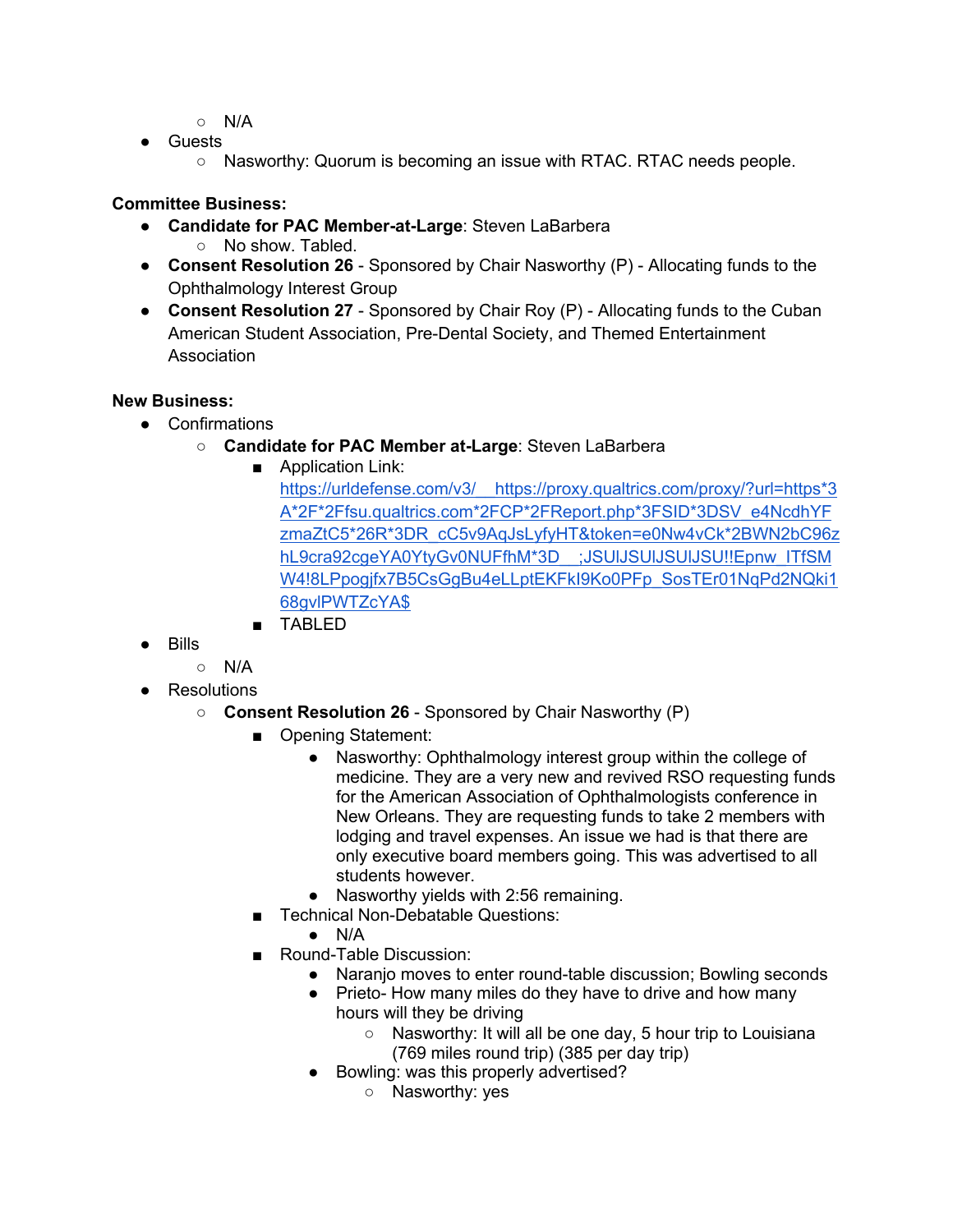- N/A
- Guests
    - Nasworthy: Quorum is becoming an issue with RTAC. RTAC needs people.

**Committee Business:**

- **Candidate for PAC Member-at-Large**: Steven LaBarbera
    - No show. Tabled.
- **Consent Resolution 26** - Sponsored by Chair Nasworthy (P) - Allocating funds to the Ophthalmology Interest Group
- **Consent Resolution 27** - Sponsored by Chair Roy (P) - Allocating funds to the Cuban American Student Association, Pre-Dental Society, and Themed Entertainment Association

**New Business:**

- Confirmations
    - **Candidate for PAC Member at-Large**: Steven LaBarbera
        - Application Link: https://urldefense.com/v3/__https://proxy.qualtrics.com/proxy/?url=https*3A*2F*2Ffsu.qualtrics.com*2FCP*2FReport.php*3FSID*3DSV_e4NcdhYFzmaZtC5*26R*3DR_cC5v9AqJsLyfyHT&token=e0Nw4vCk*2BWN2bC96zhL9cra92cgeYA0YtyGv0NUFfhM*3D__;JSUlJSUlJSUlJSU!!Epnw_ITfSMW4!8LPpogjfx7B5CsGgBu4eLLptEKFkI9Ko0PFp_SosTEr01NqPd2NQki168gvlPWTZcYA$
        - TABLED
- Bills
    - N/A
- Resolutions
    - **Consent Resolution 26** - Sponsored by Chair Nasworthy (P)
        - Opening Statement:
            - Nasworthy: Ophthalmology interest group within the college of medicine. They are a very new and revived RSO requesting funds for the American Association of Ophthalmologists conference in New Orleans. They are requesting funds to take 2 members with lodging and travel expenses. An issue we had is that there are only executive board members going. This was advertised to all students however.
            - Nasworthy yields with 2:56 remaining.
        - Technical Non-Debatable Questions:
            - N/A
        - Round-Table Discussion:
            - Naranjo moves to enter round-table discussion; Bowling seconds
            - Prieto- How many miles do they have to drive and how many hours will they be driving
                - Nasworthy: It will all be one day, 5 hour trip to Louisiana (769 miles round trip) (385 per day trip)
            - Bowling: was this properly advertised?
                - Nasworthy: yes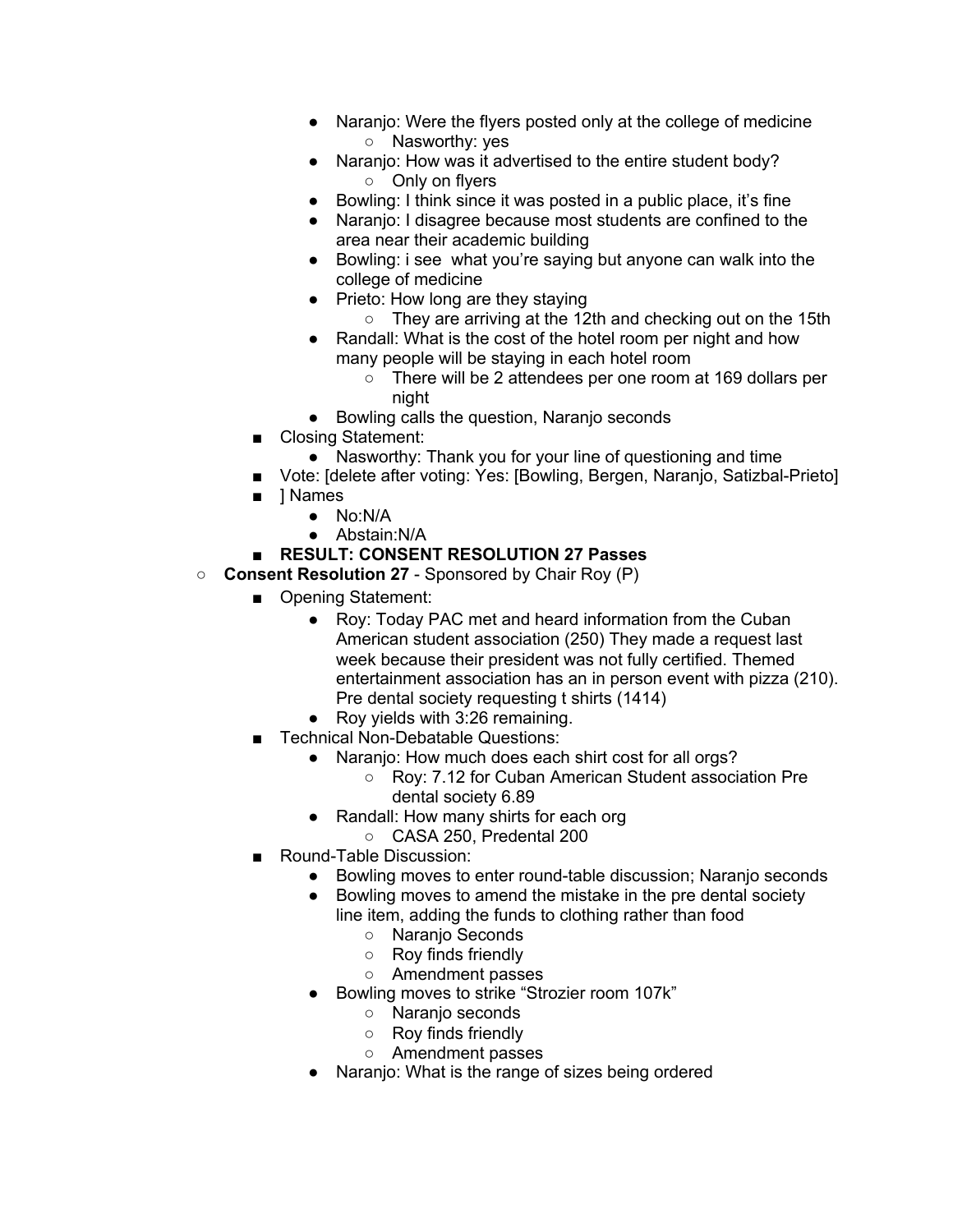- Naranjo: Were the flyers posted only at the college of medicine
  - Nasworthy: yes
- Naranjo: How was it advertised to the entire student body?
  - Only on flyers
- Bowling: I think since it was posted in a public place, it's fine
- Naranjo: I disagree because most students are confined to the area near their academic building
- Bowling: i see what you're saying but anyone can walk into the college of medicine
- Prieto: How long are they staying
  - They are arriving at the 12th and checking out on the 15th
- Randall: What is the cost of the hotel room per night and how many people will be staying in each hotel room
  - There will be 2 attendees per one room at 169 dollars per night
- Bowling calls the question, Naranjo seconds

    - Closing Statement:
      - Nasworthy: Thank you for your line of questioning and time
    - Vote: [delete after voting: Yes: [Bowling, Bergen, Naranjo, Satizbal-Prieto]
    - ] Names
      - No:N/A
      - Abstain:N/A
    - **RESULT: CONSENT RESOLUTION 27 Passes**

- **Consent Resolution 27** - Sponsored by Chair Roy (P)
  - Opening Statement:
    - Roy: Today PAC met and heard information from the Cuban American student association (250) They made a request last week because their president was not fully certified. Themed entertainment association has an in person event with pizza (210). Pre dental society requesting t shirts (1414)
    - Roy yields with 3:26 remaining.
  - Technical Non-Debatable Questions:
    - Naranjo: How much does each shirt cost for all orgs?
      - Roy: 7.12 for Cuban American Student association Pre dental society 6.89
    - Randall: How many shirts for each org
      - CASA 250, Predental 200
  - Round-Table Discussion:
    - Bowling moves to enter round-table discussion; Naranjo seconds
    - Bowling moves to amend the mistake in the pre dental society line item, adding the funds to clothing rather than food
      - Naranjo Seconds
      - Roy finds friendly
      - Amendment passes
    - Bowling moves to strike "Strozier room 107k"
      - Naranjo seconds
      - Roy finds friendly
      - Amendment passes
    - Naranjo: What is the range of sizes being ordered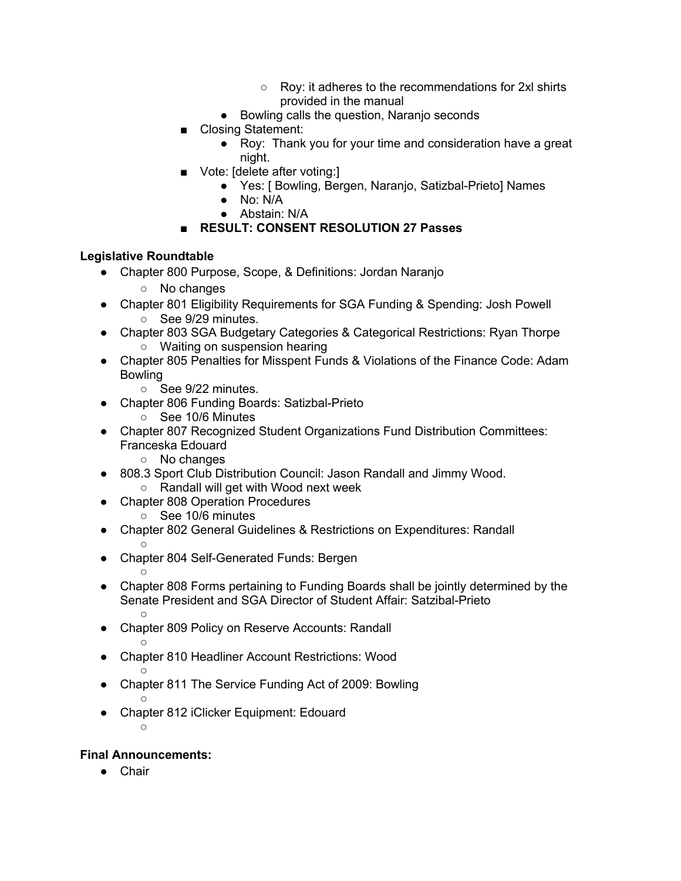- Roy: it adheres to the recommendations for 2xl shirts provided in the manual
        - Bowling calls the question, Naranjo seconds
    - Closing Statement:
        - Roy: Thank you for your time and consideration have a great night.
    - Vote: [delete after voting:]
        - Yes: [ Bowling, Bergen, Naranjo, Satizbal-Prieto] Names
        - No: N/A
        - Abstain: N/A
    - **RESULT: CONSENT RESOLUTION 27 Passes**

**Legislative Roundtable**

- Chapter 800 Purpose, Scope, & Definitions: Jordan Naranjo
    - No changes
- Chapter 801 Eligibility Requirements for SGA Funding & Spending: Josh Powell
    - See 9/29 minutes.
- Chapter 803 SGA Budgetary Categories & Categorical Restrictions: Ryan Thorpe
    - Waiting on suspension hearing
- Chapter 805 Penalties for Misspent Funds & Violations of the Finance Code: Adam Bowling
    - See 9/22 minutes.
- Chapter 806 Funding Boards: Satizbal-Prieto
    - See 10/6 Minutes
- Chapter 807 Recognized Student Organizations Fund Distribution Committees: Franceska Edouard
    - No changes
- 808.3 Sport Club Distribution Council: Jason Randall and Jimmy Wood.
    - Randall will get with Wood next week
- Chapter 808 Operation Procedures
    - See 10/6 minutes
- Chapter 802 General Guidelines & Restrictions on Expenditures: Randall
    -
- Chapter 804 Self-Generated Funds: Bergen
    -
- Chapter 808 Forms pertaining to Funding Boards shall be jointly determined by the Senate President and SGA Director of Student Affair: Satzibal-Prieto
    -
- Chapter 809 Policy on Reserve Accounts: Randall
    -
- Chapter 810 Headliner Account Restrictions: Wood
    -
- Chapter 811 The Service Funding Act of 2009: Bowling
    -
- Chapter 812 iClicker Equipment: Edouard
    -

**Final Announcements:**

- Chair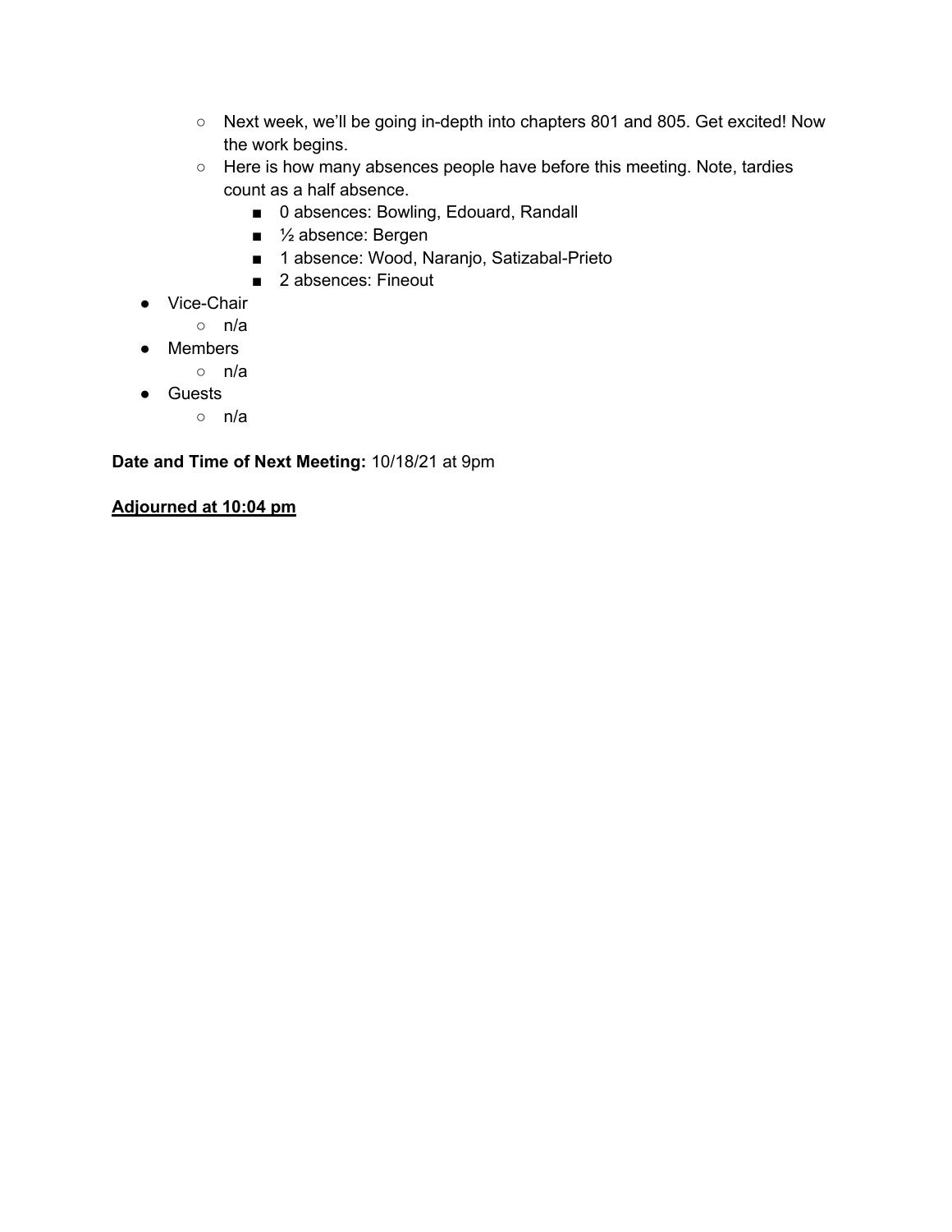- Next week, we'll be going in-depth into chapters 801 and 805. Get excited! Now the work begins.
  - Here is how many absences people have before this meeting. Note, tardies count as a half absence.
    - 0 absences: Bowling, Edouard, Randall
    - ½ absence: Bergen
    - 1 absence: Wood, Naranjo, Satizabal-Prieto
    - 2 absences: Fineout
- Vice-Chair
  - n/a
- Members
  - n/a
- Guests
  - n/a

**Date and Time of Next Meeting:** 10/18/21 at 9pm

**Adjourned at 10:04 pm**